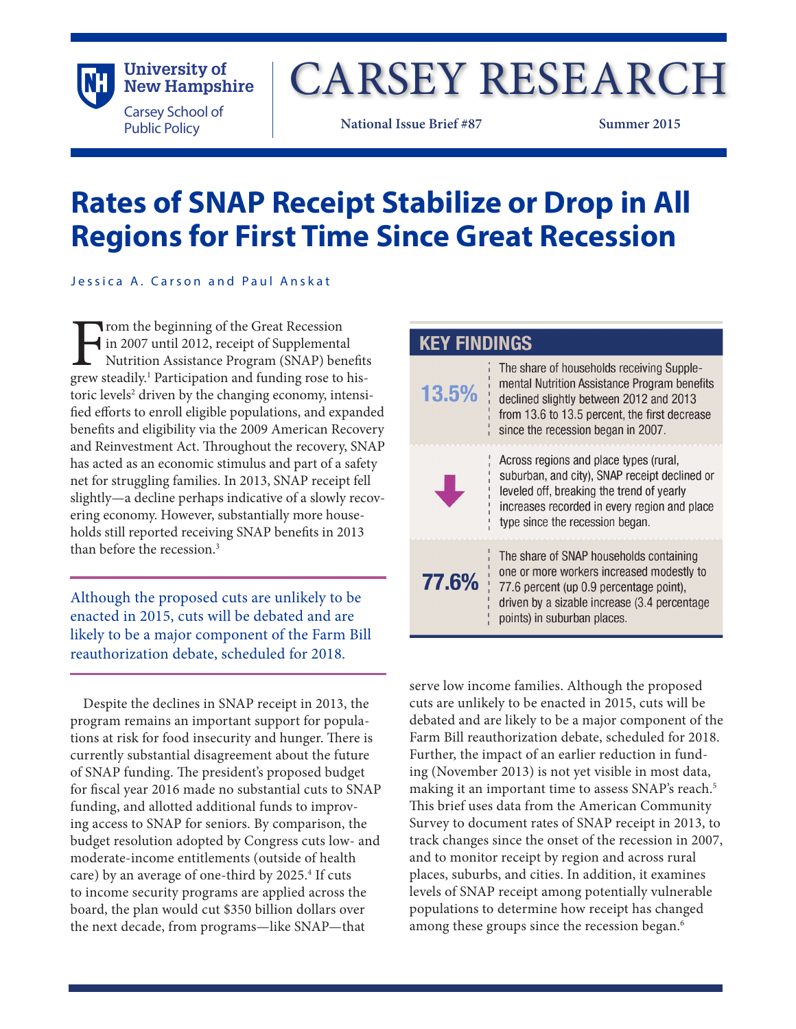University of New Hampshire

Carsey School of Public Policy

# CARSEY RESEARCH

National Issue Brief #87 — Summer 2015

# Rates of SNAP Receipt Stabilize or Drop in All Regions for First Time Since Great Recession

Jessica A. Carson and Paul Anskat

From the beginning of the Great Recession in 2007 until 2012, receipt of Supplemental Nutrition Assistance Program (SNAP) benefits grew steadily.[1] Participation and funding rose to historic levels[2] driven by the changing economy, intensified efforts to enroll eligible populations, and expanded benefits and eligibility via the 2009 American Recovery and Reinvestment Act. Throughout the recovery, SNAP has acted as an economic stimulus and part of a safety net for struggling families. In 2013, SNAP receipt fell slightly—a decline perhaps indicative of a slowly recovering economy. However, substantially more households still reported receiving SNAP benefits in 2013 than before the recession.[3]

> Although the proposed cuts are unlikely to be enacted in 2015, cuts will be debated and are likely to be a major component of the Farm Bill reauthorization debate, scheduled for 2018.

## KEY FINDINGS

| | |
|---|---|
| 13.5% | The share of households receiving Supplemental Nutrition Assistance Program benefits declined slightly between 2012 and 2013 from 13.6 to 13.5 percent, the first decrease since the recession began in 2007. |
| ↓ | Across regions and place types (rural, suburban, and city), SNAP receipt declined or leveled off, breaking the trend of yearly increases recorded in every region and place type since the recession began. |
| 77.6% | The share of SNAP households containing one or more workers increased modestly to 77.6 percent (up 0.9 percentage point), driven by a sizable increase (3.4 percentage points) in suburban places. |

Despite the declines in SNAP receipt in 2013, the program remains an important support for populations at risk for food insecurity and hunger. There is currently substantial disagreement about the future of SNAP funding. The president's proposed budget for fiscal year 2016 made no substantial cuts to SNAP funding, and allotted additional funds to improving access to SNAP for seniors. By comparison, the budget resolution adopted by Congress cuts low- and moderate-income entitlements (outside of health care) by an average of one-third by 2025.[4] If cuts to income security programs are applied across the board, the plan would cut $350 billion dollars over the next decade, from programs—like SNAP—that serve low income families. Although the proposed cuts are unlikely to be enacted in 2015, cuts will be debated and are likely to be a major component of the Farm Bill reauthorization debate, scheduled for 2018. Further, the impact of an earlier reduction in funding (November 2013) is not yet visible in most data, making it an important time to assess SNAP's reach.[5] This brief uses data from the American Community Survey to document rates of SNAP receipt in 2013, to track changes since the onset of the recession in 2007, and to monitor receipt by region and across rural places, suburbs, and cities. In addition, it examines levels of SNAP receipt among potentially vulnerable populations to determine how receipt has changed among these groups since the recession began.[6]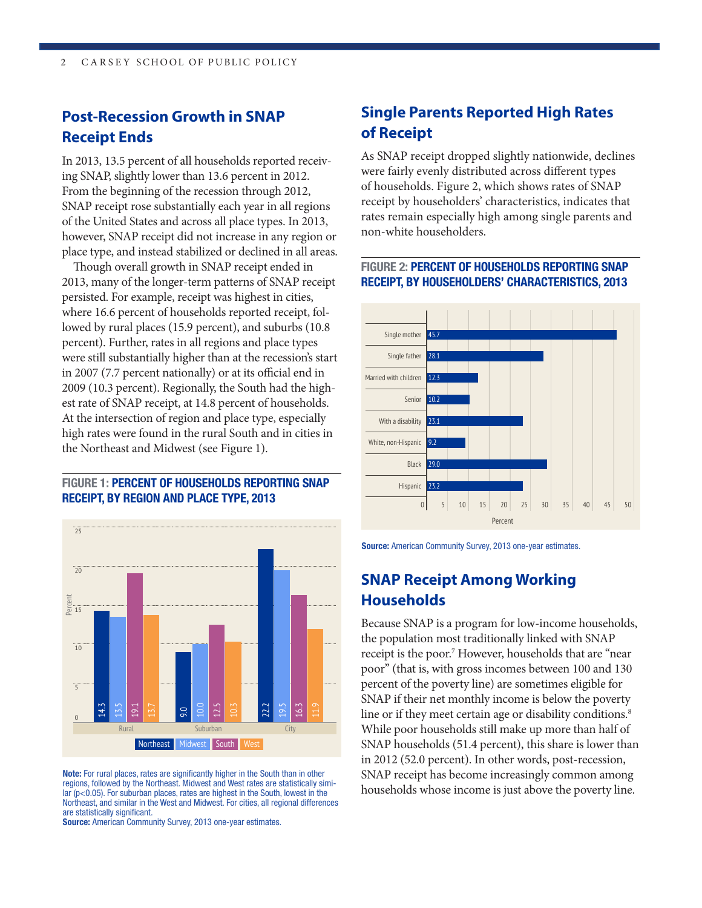## Post-Recession Growth in SNAP Receipt Ends

In 2013, 13.5 percent of all households reported receiving SNAP, slightly lower than 13.6 percent in 2012. From the beginning of the recession through 2012, SNAP receipt rose substantially each year in all regions of the United States and across all place types. In 2013, however, SNAP receipt did not increase in any region or place type, and instead stabilized or declined in all areas.

Though overall growth in SNAP receipt ended in 2013, many of the longer-term patterns of SNAP receipt persisted. For example, receipt was highest in cities, where 16.6 percent of households reported receipt, followed by rural places (15.9 percent), and suburbs (10.8 percent). Further, rates in all regions and place types were still substantially higher than at the recession's start in 2007 (7.7 percent nationally) or at its official end in 2009 (10.3 percent). Regionally, the South had the highest rate of SNAP receipt, at 14.8 percent of households. At the intersection of region and place type, especially high rates were found in the rural South and in cities in the Northeast and Midwest (see Figure 1).

**FIGURE 1: PERCENT OF HOUSEHOLDS REPORTING SNAP RECEIPT, BY REGION AND PLACE TYPE, 2013**

| | Northeast | Midwest | South | West |
|---|---|---|---|---|
| Rural | 14.3 | 13.5 | 19.1 | 13.7 |
| Suburban | 9.0 | 10.0 | 12.5 | 10.3 |
| City | 22.2 | 19.5 | 16.3 | 11.9 |

**Note:** For rural places, rates are significantly higher in the South than in other regions, followed by the Northeast. Midwest and West rates are statistically similar ($p<0.05$). For suburban places, rates are highest in the South, lowest in the Northeast, and similar in the West and Midwest. For cities, all regional differences are statistically significant.
**Source:** American Community Survey, 2013 one-year estimates.

## Single Parents Reported High Rates of Receipt

As SNAP receipt dropped slightly nationwide, declines were fairly evenly distributed across different types of households. Figure 2, which shows rates of SNAP receipt by householders' characteristics, indicates that rates remain especially high among single parents and non-white householders.

**FIGURE 2: PERCENT OF HOUSEHOLDS REPORTING SNAP RECEIPT, BY HOUSEHOLDERS' CHARACTERISTICS, 2013**

| Characteristic | Percent |
|---|---|
| Single mother | 45.7 |
| Single father | 28.1 |
| Married with children | 12.3 |
| Senior | 10.2 |
| With a disability | 23.1 |
| White, non-Hispanic | 9.2 |
| Black | 29.0 |
| Hispanic | 23.2 |

**Source:** American Community Survey, 2013 one-year estimates.

## SNAP Receipt Among Working Households

Because SNAP is a program for low-income households, the population most traditionally linked with SNAP receipt is the poor.[7] However, households that are "near poor" (that is, with gross incomes between 100 and 130 percent of the poverty line) are sometimes eligible for SNAP if their net monthly income is below the poverty line or if they meet certain age or disability conditions.[8] While poor households still make up more than half of SNAP households (51.4 percent), this share is lower than in 2012 (52.0 percent). In other words, post-recession, SNAP receipt has become increasingly common among households whose income is just above the poverty line.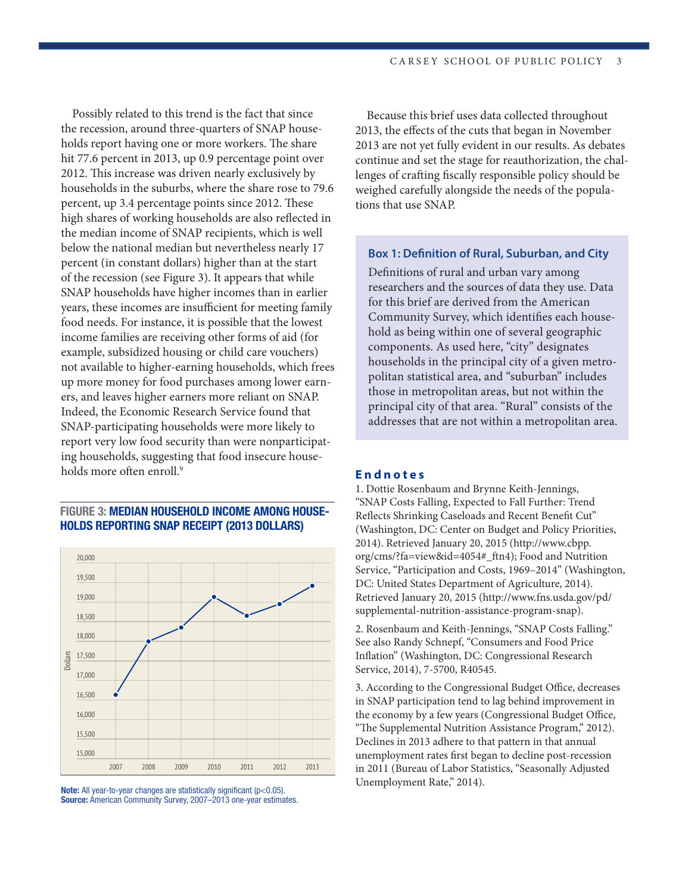Possibly related to this trend is the fact that since the recession, around three-quarters of SNAP households report having one or more workers. The share hit 77.6 percent in 2013, up 0.9 percentage point over 2012. This increase was driven nearly exclusively by households in the suburbs, where the share rose to 79.6 percent, up 3.4 percentage points since 2012. These high shares of working households are also reflected in the median income of SNAP recipients, which is well below the national median but nevertheless nearly 17 percent (in constant dollars) higher than at the start of the recession (see Figure 3). It appears that while SNAP households have higher incomes than in earlier years, these incomes are insufficient for meeting family food needs. For instance, it is possible that the lowest income families are receiving other forms of aid (for example, subsidized housing or child care vouchers) not available to higher-earning households, which frees up more money for food purchases among lower earners, and leaves higher earners more reliant on SNAP. Indeed, the Economic Research Service found that SNAP-participating households were more likely to report very low food security than were nonparticipating households, suggesting that food insecure households more often enroll.[9]

**FIGURE 3: MEDIAN HOUSEHOLD INCOME AMONG HOUSEHOLDS REPORTING SNAP RECEIPT (2013 DOLLARS)**

**Note:** All year-to-year changes are statistically significant ($p<0.05$).
**Source:** American Community Survey, 2007–2013 one-year estimates.

Because this brief uses data collected throughout 2013, the effects of the cuts that began in November 2013 are not yet fully evident in our results. As debates continue and set the stage for reauthorization, the challenges of crafting fiscally responsible policy should be weighed carefully alongside the needs of the populations that use SNAP.

### Box 1: Definition of Rural, Suburban, and City

Definitions of rural and urban vary among researchers and the sources of data they use. Data for this brief are derived from the American Community Survey, which identifies each household as being within one of several geographic components. As used here, "city" designates households in the principal city of a given metropolitan statistical area, and "suburban" includes those in metropolitan areas, but not within the principal city of that area. "Rural" consists of the addresses that are not within a metropolitan area.

## Endnotes

1. Dottie Rosenbaum and Brynne Keith-Jennings, "SNAP Costs Falling, Expected to Fall Further: Trend Reflects Shrinking Caseloads and Recent Benefit Cut" (Washington, DC: Center on Budget and Policy Priorities, 2014). Retrieved January 20, 2015 (http://www.cbpp.org/cms/?fa=view&id=4054#_ftn4); Food and Nutrition Service, "Participation and Costs, 1969–2014" (Washington, DC: United States Department of Agriculture, 2014). Retrieved January 20, 2015 (http://www.fns.usda.gov/pd/supplemental-nutrition-assistance-program-snap).

2. Rosenbaum and Keith-Jennings, "SNAP Costs Falling." See also Randy Schnepf, "Consumers and Food Price Inflation" (Washington, DC: Congressional Research Service, 2014), 7-5700, R40545.

3. According to the Congressional Budget Office, decreases in SNAP participation tend to lag behind improvement in the economy by a few years (Congressional Budget Office, "The Supplemental Nutrition Assistance Program," 2012). Declines in 2013 adhere to that pattern in that annual unemployment rates first began to decline post-recession in 2011 (Bureau of Labor Statistics, "Seasonally Adjusted Unemployment Rate," 2014).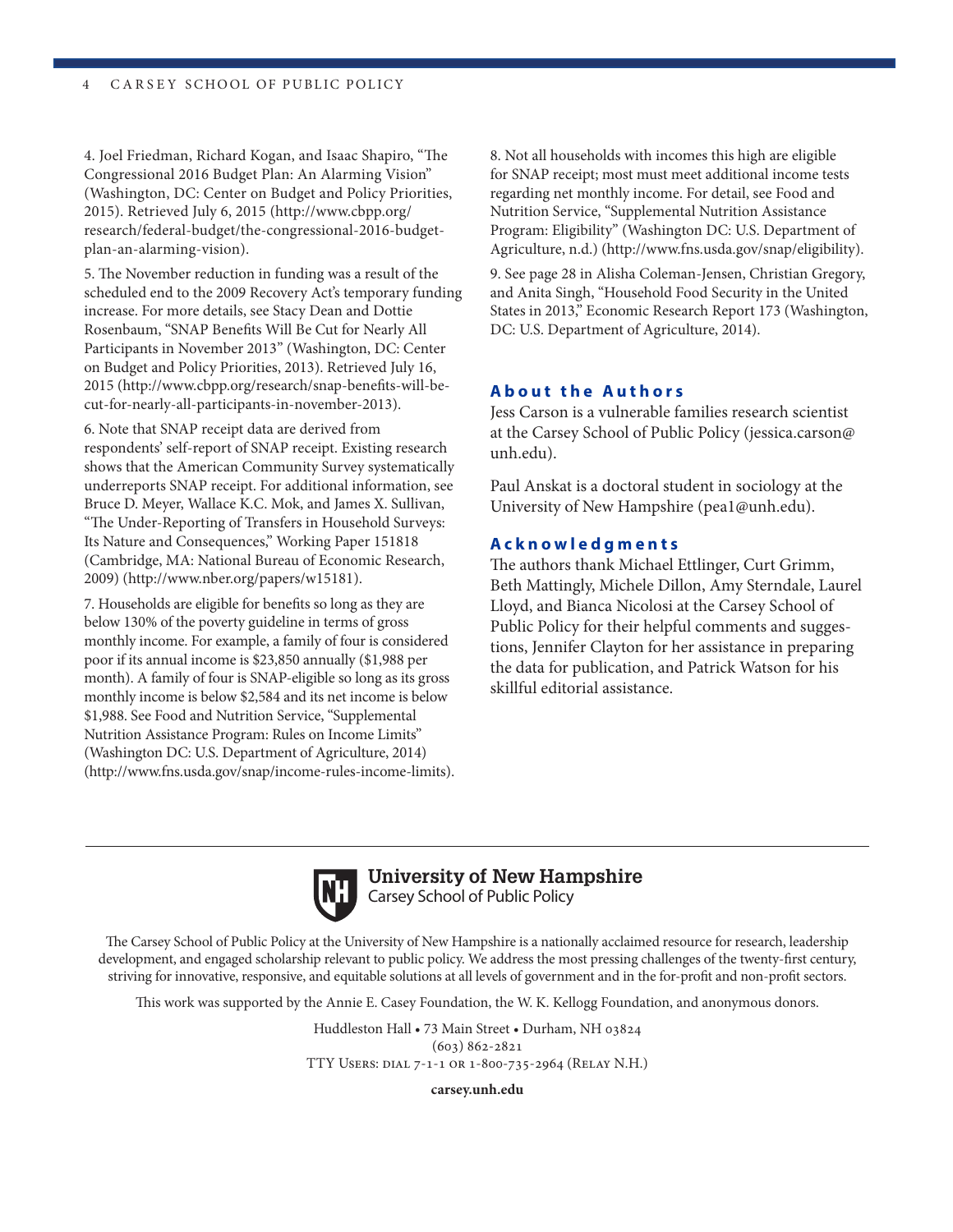4. Joel Friedman, Richard Kogan, and Isaac Shapiro, "The Congressional 2016 Budget Plan: An Alarming Vision" (Washington, DC: Center on Budget and Policy Priorities, 2015). Retrieved July 6, 2015 (http://www.cbpp.org/research/federal-budget/the-congressional-2016-budget-plan-an-alarming-vision).

5. The November reduction in funding was a result of the scheduled end to the 2009 Recovery Act's temporary funding increase. For more details, see Stacy Dean and Dottie Rosenbaum, "SNAP Benefits Will Be Cut for Nearly All Participants in November 2013" (Washington, DC: Center on Budget and Policy Priorities, 2013). Retrieved July 16, 2015 (http://www.cbpp.org/research/snap-benefits-will-be-cut-for-nearly-all-participants-in-november-2013).

6. Note that SNAP receipt data are derived from respondents' self-report of SNAP receipt. Existing research shows that the American Community Survey systematically underreports SNAP receipt. For additional information, see Bruce D. Meyer, Wallace K.C. Mok, and James X. Sullivan, "The Under-Reporting of Transfers in Household Surveys: Its Nature and Consequences," Working Paper 151818 (Cambridge, MA: National Bureau of Economic Research, 2009) (http://www.nber.org/papers/w15181).

7. Households are eligible for benefits so long as they are below 130% of the poverty guideline in terms of gross monthly income. For example, a family of four is considered poor if its annual income is $23,850 annually ($1,988 per month). A family of four is SNAP-eligible so long as its gross monthly income is below $2,584 and its net income is below $1,988. See Food and Nutrition Service, "Supplemental Nutrition Assistance Program: Rules on Income Limits" (Washington DC: U.S. Department of Agriculture, 2014) (http://www.fns.usda.gov/snap/income-rules-income-limits).

8. Not all households with incomes this high are eligible for SNAP receipt; most must meet additional income tests regarding net monthly income. For detail, see Food and Nutrition Service, "Supplemental Nutrition Assistance Program: Eligibility" (Washington DC: U.S. Department of Agriculture, n.d.) (http://www.fns.usda.gov/snap/eligibility).

9. See page 28 in Alisha Coleman-Jensen, Christian Gregory, and Anita Singh, "Household Food Security in the United States in 2013," Economic Research Report 173 (Washington, DC: U.S. Department of Agriculture, 2014).

## About the Authors

Jess Carson is a vulnerable families research scientist at the Carsey School of Public Policy (jessica.carson@unh.edu).

Paul Anskat is a doctoral student in sociology at the University of New Hampshire (pea1@unh.edu).

## Acknowledgments

The authors thank Michael Ettlinger, Curt Grimm, Beth Mattingly, Michele Dillon, Amy Sterndale, Laurel Lloyd, and Bianca Nicolosi at the Carsey School of Public Policy for their helpful comments and suggestions, Jennifer Clayton for her assistance in preparing the data for publication, and Patrick Watson for his skillful editorial assistance.

---

**University of New Hampshire**
Carsey School of Public Policy

The Carsey School of Public Policy at the University of New Hampshire is a nationally acclaimed resource for research, leadership development, and engaged scholarship relevant to public policy. We address the most pressing challenges of the twenty-first century, striving for innovative, responsive, and equitable solutions at all levels of government and in the for-profit and non-profit sectors.

This work was supported by the Annie E. Casey Foundation, the W. K. Kellogg Foundation, and anonymous donors.

Huddleston Hall • 73 Main Street • Durham, NH 03824
(603) 862-2821
TTY Users: dial 7-1-1 or 1-800-735-2964 (Relay N.H.)

**carsey.unh.edu**